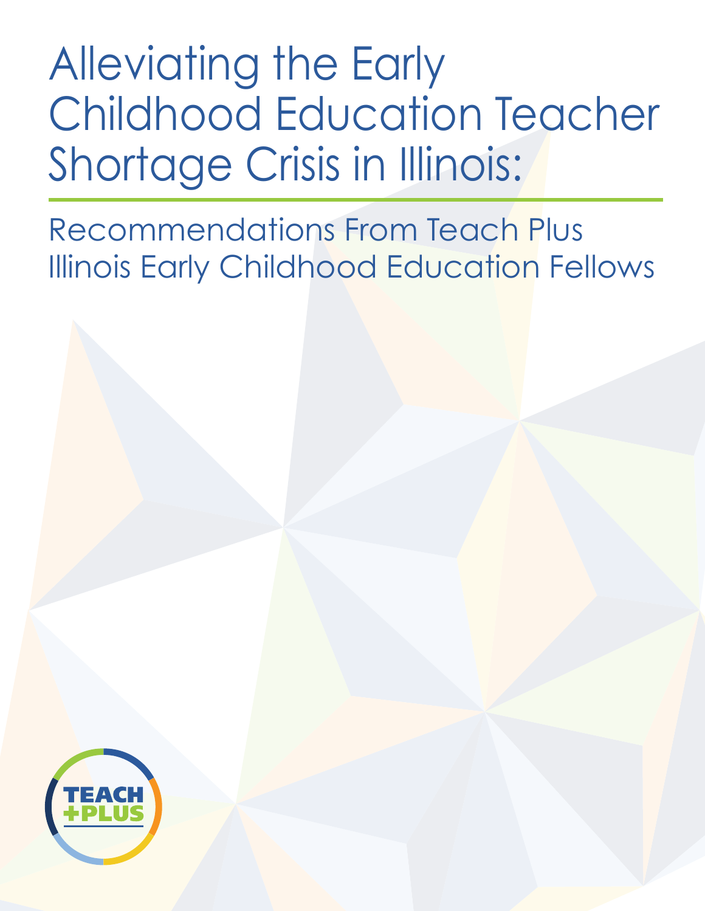# Alleviating the Early Childhood Education Teacher Shortage Crisis in Illinois:

## Recommendations From Teach Plus Illinois Early Childhood Education Fellows

TEACH +PLUS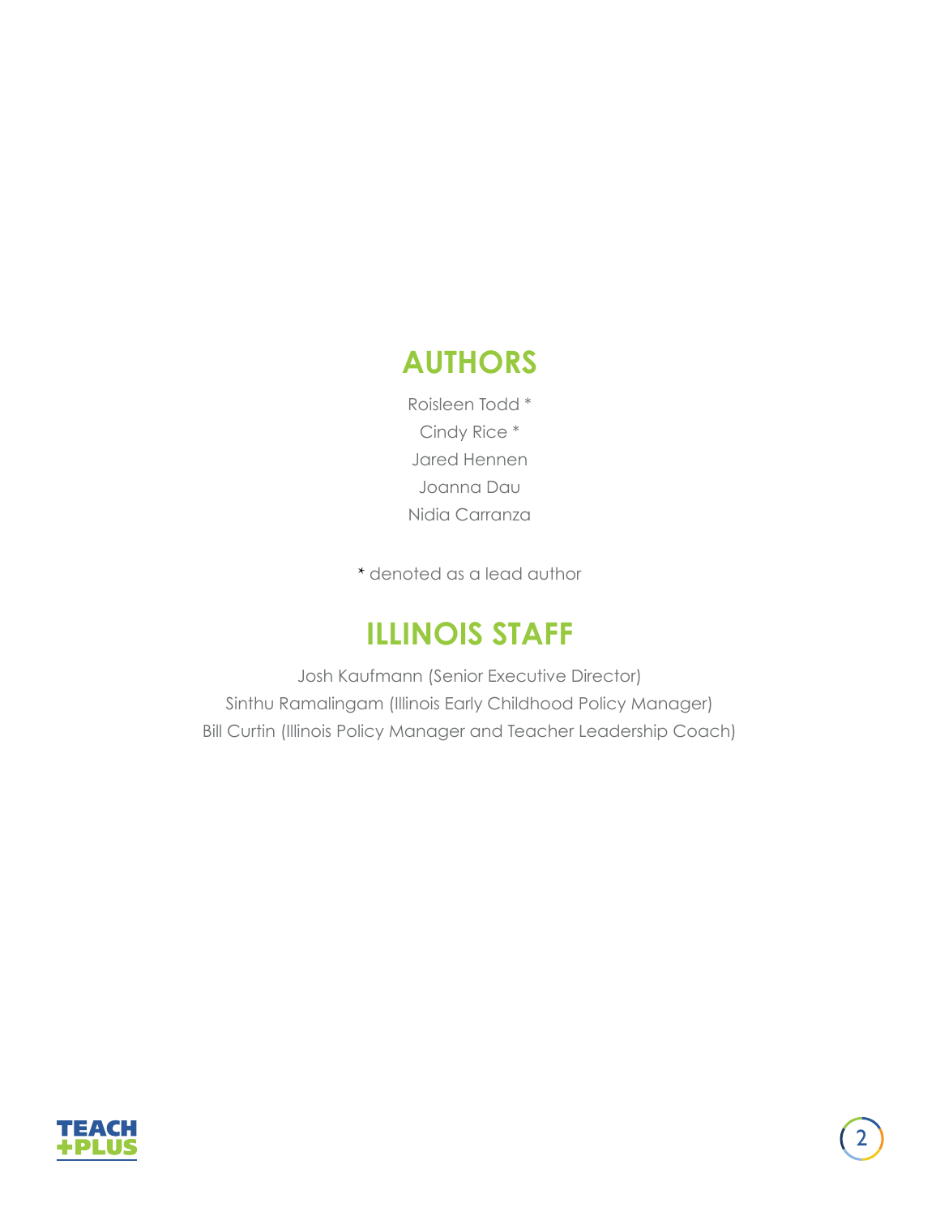## AUTHORS

Roisleen Todd *

Cindy Rice *

Jared Hennen

Joanna Dau

Nidia Carranza

* denoted as a lead author

## ILLINOIS STAFF

Josh Kaufmann (Senior Executive Director)

Sinthu Ramalingam (Illinois Early Childhood Policy Manager)

Bill Curtin (Illinois Policy Manager and Teacher Leadership Coach)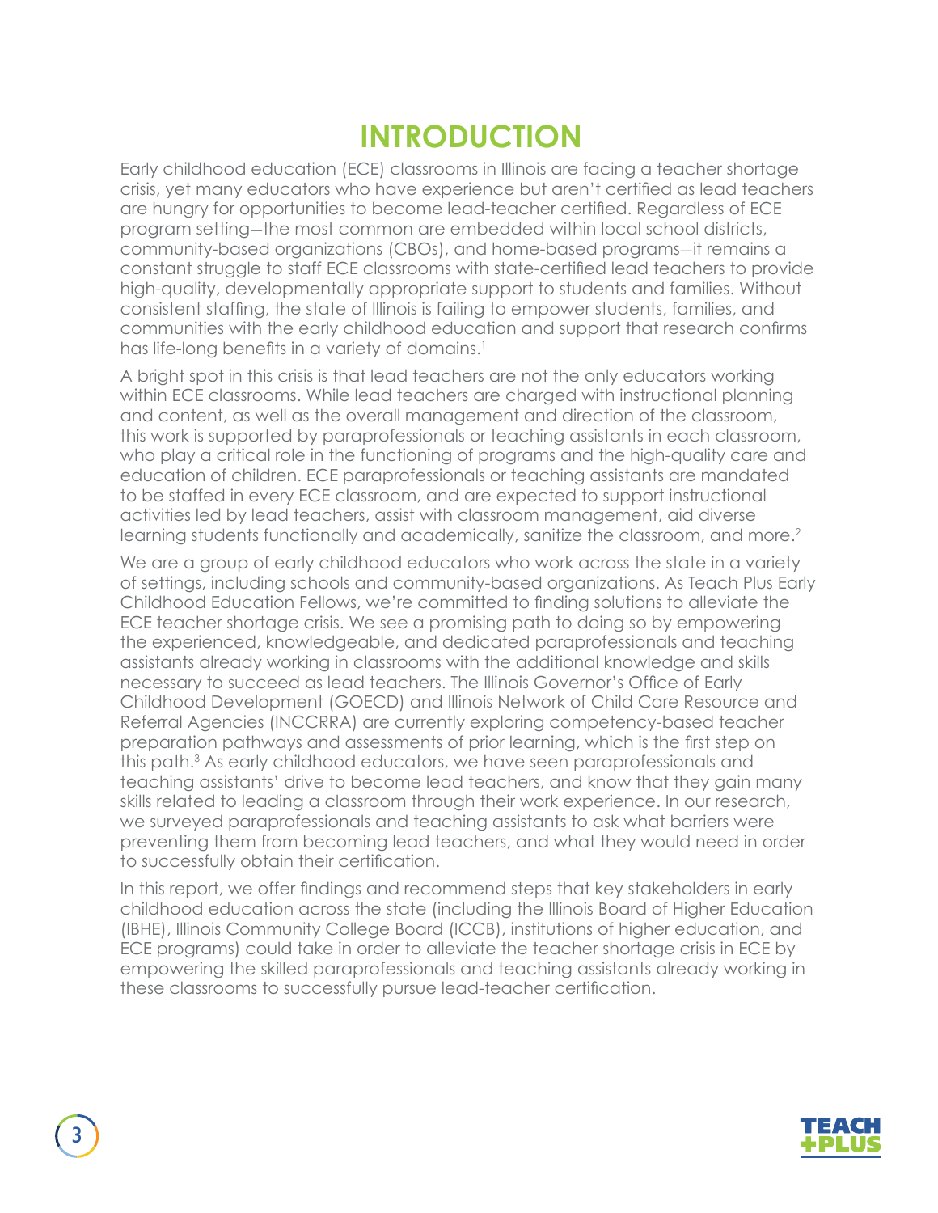# INTRODUCTION

Early childhood education (ECE) classrooms in Illinois are facing a teacher shortage crisis, yet many educators who have experience but aren't certified as lead teachers are hungry for opportunities to become lead-teacher certified. Regardless of ECE program setting—the most common are embedded within local school districts, community-based organizations (CBOs), and home-based programs—it remains a constant struggle to staff ECE classrooms with state-certified lead teachers to provide high-quality, developmentally appropriate support to students and families. Without consistent staffing, the state of Illinois is failing to empower students, families, and communities with the early childhood education and support that research confirms has life-long benefits in a variety of domains.[1]

A bright spot in this crisis is that lead teachers are not the only educators working within ECE classrooms. While lead teachers are charged with instructional planning and content, as well as the overall management and direction of the classroom, this work is supported by paraprofessionals or teaching assistants in each classroom, who play a critical role in the functioning of programs and the high-quality care and education of children. ECE paraprofessionals or teaching assistants are mandated to be staffed in every ECE classroom, and are expected to support instructional activities led by lead teachers, assist with classroom management, aid diverse learning students functionally and academically, sanitize the classroom, and more.[2]

We are a group of early childhood educators who work across the state in a variety of settings, including schools and community-based organizations. As Teach Plus Early Childhood Education Fellows, we're committed to finding solutions to alleviate the ECE teacher shortage crisis. We see a promising path to doing so by empowering the experienced, knowledgeable, and dedicated paraprofessionals and teaching assistants already working in classrooms with the additional knowledge and skills necessary to succeed as lead teachers. The Illinois Governor's Office of Early Childhood Development (GOECD) and Illinois Network of Child Care Resource and Referral Agencies (INCCRRA) are currently exploring competency-based teacher preparation pathways and assessments of prior learning, which is the first step on this path.[3] As early childhood educators, we have seen paraprofessionals and teaching assistants' drive to become lead teachers, and know that they gain many skills related to leading a classroom through their work experience. In our research, we surveyed paraprofessionals and teaching assistants to ask what barriers were preventing them from becoming lead teachers, and what they would need in order to successfully obtain their certification.

In this report, we offer findings and recommend steps that key stakeholders in early childhood education across the state (including the Illinois Board of Higher Education (IBHE), Illinois Community College Board (ICCB), institutions of higher education, and ECE programs) could take in order to alleviate the teacher shortage crisis in ECE by empowering the skilled paraprofessionals and teaching assistants already working in these classrooms to successfully pursue lead-teacher certification.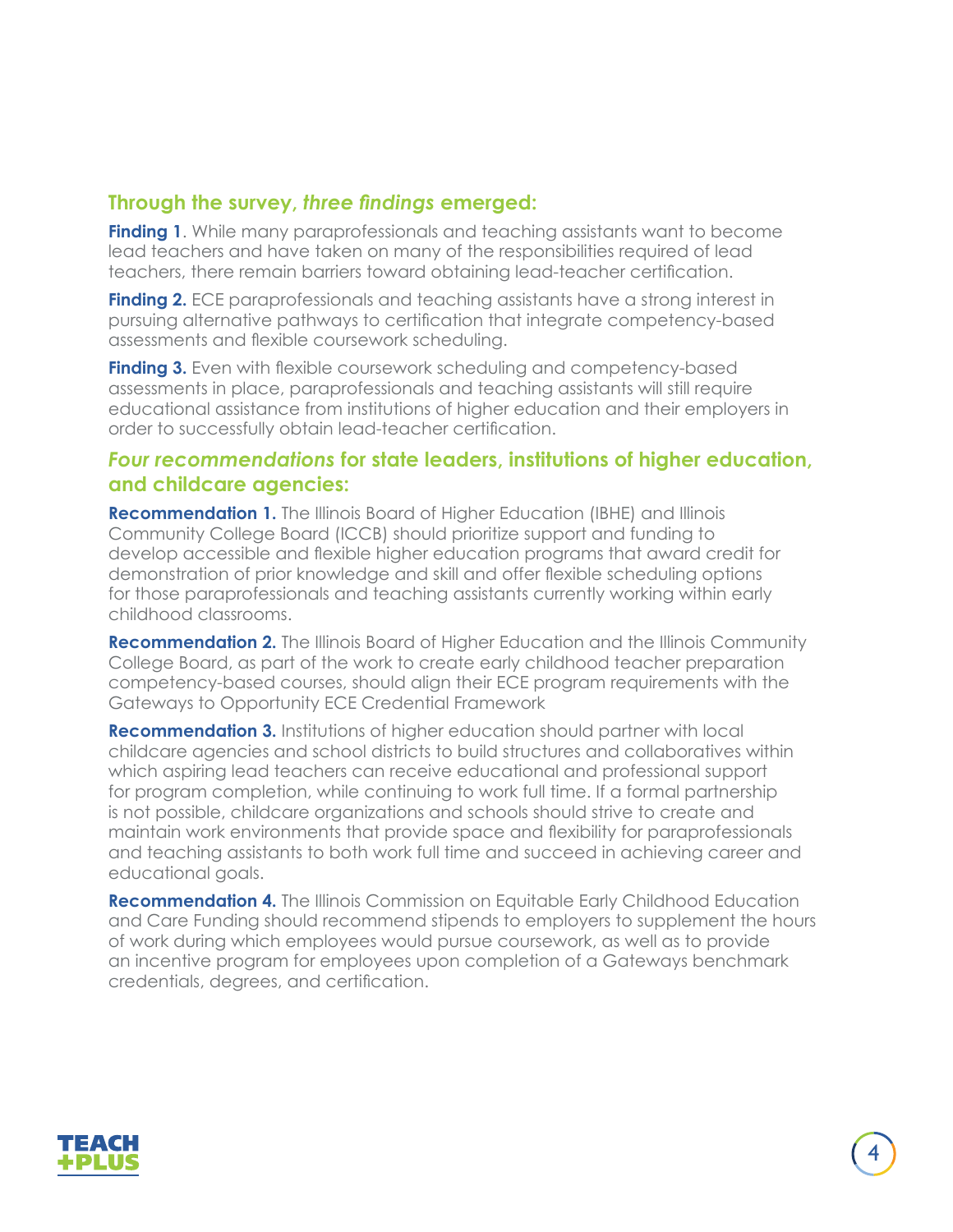### Through the survey, *three findings* emerged:

**Finding 1**. While many paraprofessionals and teaching assistants want to become lead teachers and have taken on many of the responsibilities required of lead teachers, there remain barriers toward obtaining lead-teacher certification.

**Finding 2.** ECE paraprofessionals and teaching assistants have a strong interest in pursuing alternative pathways to certification that integrate competency-based assessments and flexible coursework scheduling.

**Finding 3.** Even with flexible coursework scheduling and competency-based assessments in place, paraprofessionals and teaching assistants will still require educational assistance from institutions of higher education and their employers in order to successfully obtain lead-teacher certification.

### *Four recommendations* for state leaders, institutions of higher education, and childcare agencies:

**Recommendation 1.** The Illinois Board of Higher Education (IBHE) and Illinois Community College Board (ICCB) should prioritize support and funding to develop accessible and flexible higher education programs that award credit for demonstration of prior knowledge and skill and offer flexible scheduling options for those paraprofessionals and teaching assistants currently working within early childhood classrooms.

**Recommendation 2.** The Illinois Board of Higher Education and the Illinois Community College Board, as part of the work to create early childhood teacher preparation competency-based courses, should align their ECE program requirements with the Gateways to Opportunity ECE Credential Framework

**Recommendation 3.** Institutions of higher education should partner with local childcare agencies and school districts to build structures and collaboratives within which aspiring lead teachers can receive educational and professional support for program completion, while continuing to work full time. If a formal partnership is not possible, childcare organizations and schools should strive to create and maintain work environments that provide space and flexibility for paraprofessionals and teaching assistants to both work full time and succeed in achieving career and educational goals.

**Recommendation 4.** The Illinois Commission on Equitable Early Childhood Education and Care Funding should recommend stipends to employers to supplement the hours of work during which employees would pursue coursework, as well as to provide an incentive program for employees upon completion of a Gateways benchmark credentials, degrees, and certification.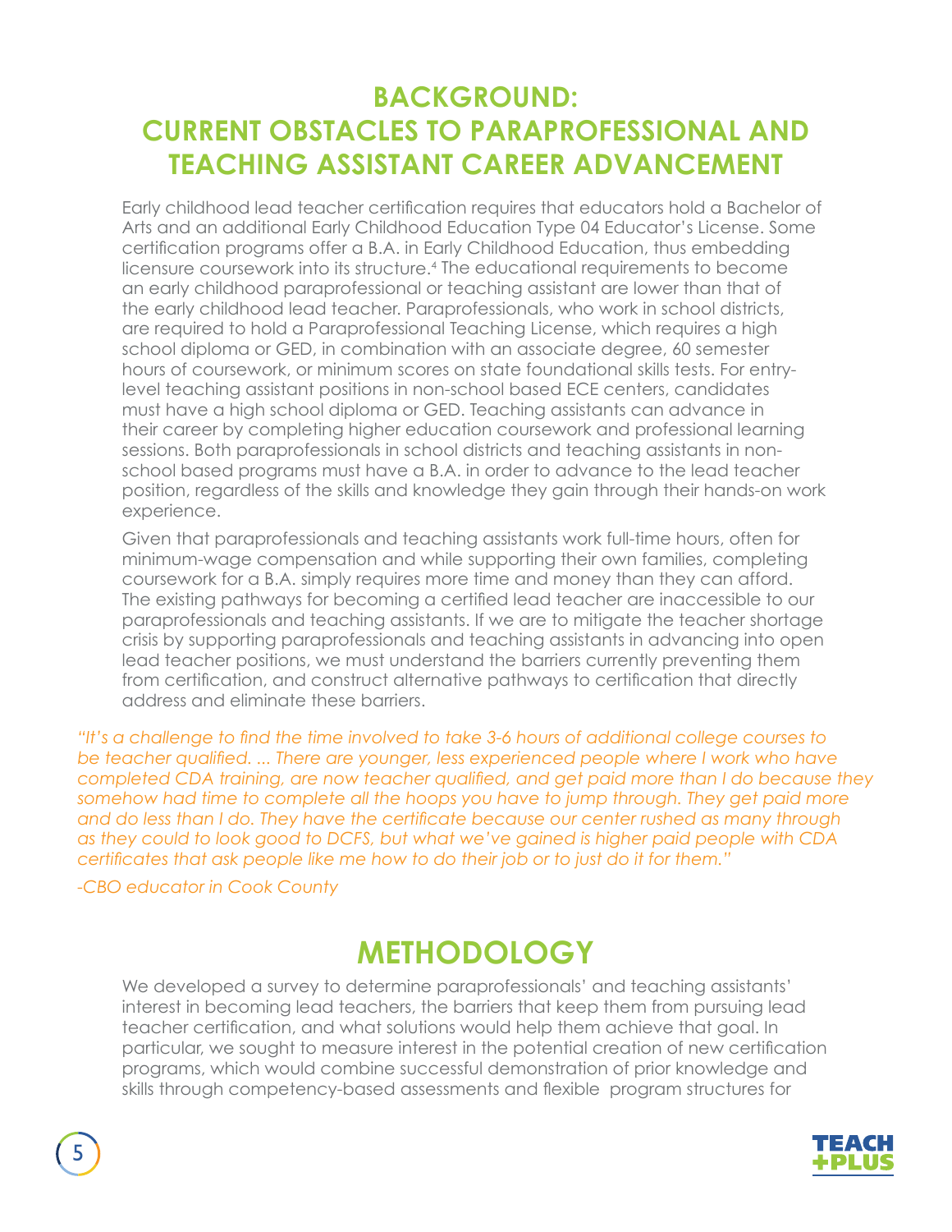## BACKGROUND: CURRENT OBSTACLES TO PARAPROFESSIONAL AND TEACHING ASSISTANT CAREER ADVANCEMENT

Early childhood lead teacher certification requires that educators hold a Bachelor of Arts and an additional Early Childhood Education Type 04 Educator's License. Some certification programs offer a B.A. in Early Childhood Education, thus embedding licensure coursework into its structure.[4] The educational requirements to become an early childhood paraprofessional or teaching assistant are lower than that of the early childhood lead teacher. Paraprofessionals, who work in school districts, are required to hold a Paraprofessional Teaching License, which requires a high school diploma or GED, in combination with an associate degree, 60 semester hours of coursework, or minimum scores on state foundational skills tests. For entry-level teaching assistant positions in non-school based ECE centers, candidates must have a high school diploma or GED. Teaching assistants can advance in their career by completing higher education coursework and professional learning sessions. Both paraprofessionals in school districts and teaching assistants in non-school based programs must have a B.A. in order to advance to the lead teacher position, regardless of the skills and knowledge they gain through their hands-on work experience.

Given that paraprofessionals and teaching assistants work full-time hours, often for minimum-wage compensation and while supporting their own families, completing coursework for a B.A. simply requires more time and money than they can afford. The existing pathways for becoming a certified lead teacher are inaccessible to our paraprofessionals and teaching assistants. If we are to mitigate the teacher shortage crisis by supporting paraprofessionals and teaching assistants in advancing into open lead teacher positions, we must understand the barriers currently preventing them from certification, and construct alternative pathways to certification that directly address and eliminate these barriers.

*"It's a challenge to find the time involved to take 3-6 hours of additional college courses to be teacher qualified. ... There are younger, less experienced people where I work who have completed CDA training, are now teacher qualified, and get paid more than I do because they somehow had time to complete all the hoops you have to jump through. They get paid more and do less than I do. They have the certificate because our center rushed as many through as they could to look good to DCFS, but what we've gained is higher paid people with CDA certificates that ask people like me how to do their job or to just do it for them."*

*-CBO educator in Cook County*

## METHODOLOGY

We developed a survey to determine paraprofessionals' and teaching assistants' interest in becoming lead teachers, the barriers that keep them from pursuing lead teacher certification, and what solutions would help them achieve that goal. In particular, we sought to measure interest in the potential creation of new certification programs, which would combine successful demonstration of prior knowledge and skills through competency-based assessments and flexible program structures for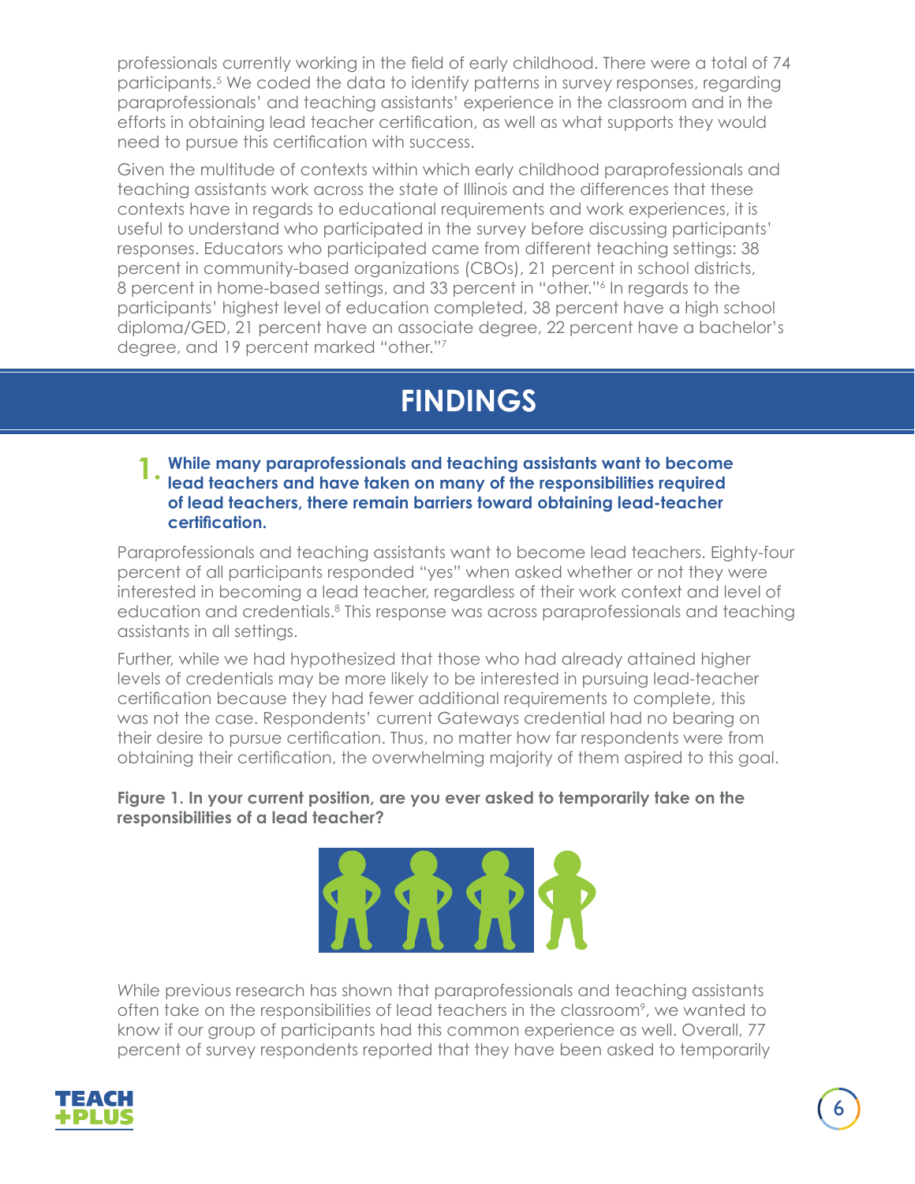professionals currently working in the field of early childhood. There were a total of 74 participants.[5] We coded the data to identify patterns in survey responses, regarding paraprofessionals' and teaching assistants' experience in the classroom and in the efforts in obtaining lead teacher certification, as well as what supports they would need to pursue this certification with success.

Given the multitude of contexts within which early childhood paraprofessionals and teaching assistants work across the state of Illinois and the differences that these contexts have in regards to educational requirements and work experiences, it is useful to understand who participated in the survey before discussing participants' responses. Educators who participated came from different teaching settings: 38 percent in community-based organizations (CBOs), 21 percent in school districts, 8 percent in home-based settings, and 33 percent in "other."[6] In regards to the participants' highest level of education completed, 38 percent have a high school diploma/GED, 21 percent have an associate degree, 22 percent have a bachelor's degree, and 19 percent marked "other."[7]

# FINDINGS

## 1. While many paraprofessionals and teaching assistants want to become lead teachers and have taken on many of the responsibilities required of lead teachers, there remain barriers toward obtaining lead-teacher certification.

Paraprofessionals and teaching assistants want to become lead teachers. Eighty-four percent of all participants responded "yes" when asked whether or not they were interested in becoming a lead teacher, regardless of their work context and level of education and credentials.[8] This response was across paraprofessionals and teaching assistants in all settings.

Further, while we had hypothesized that those who had already attained higher levels of credentials may be more likely to be interested in pursuing lead-teacher certification because they had fewer additional requirements to complete, this was not the case. Respondents' current Gateways credential had no bearing on their desire to pursue certification. Thus, no matter how far respondents were from obtaining their certification, the overwhelming majority of them aspired to this goal.

**Figure 1. In your current position, are you ever asked to temporarily take on the responsibilities of a lead teacher?**

While previous research has shown that paraprofessionals and teaching assistants often take on the responsibilities of lead teachers in the classroom[9], we wanted to know if our group of participants had this common experience as well. Overall, 77 percent of survey respondents reported that they have been asked to temporarily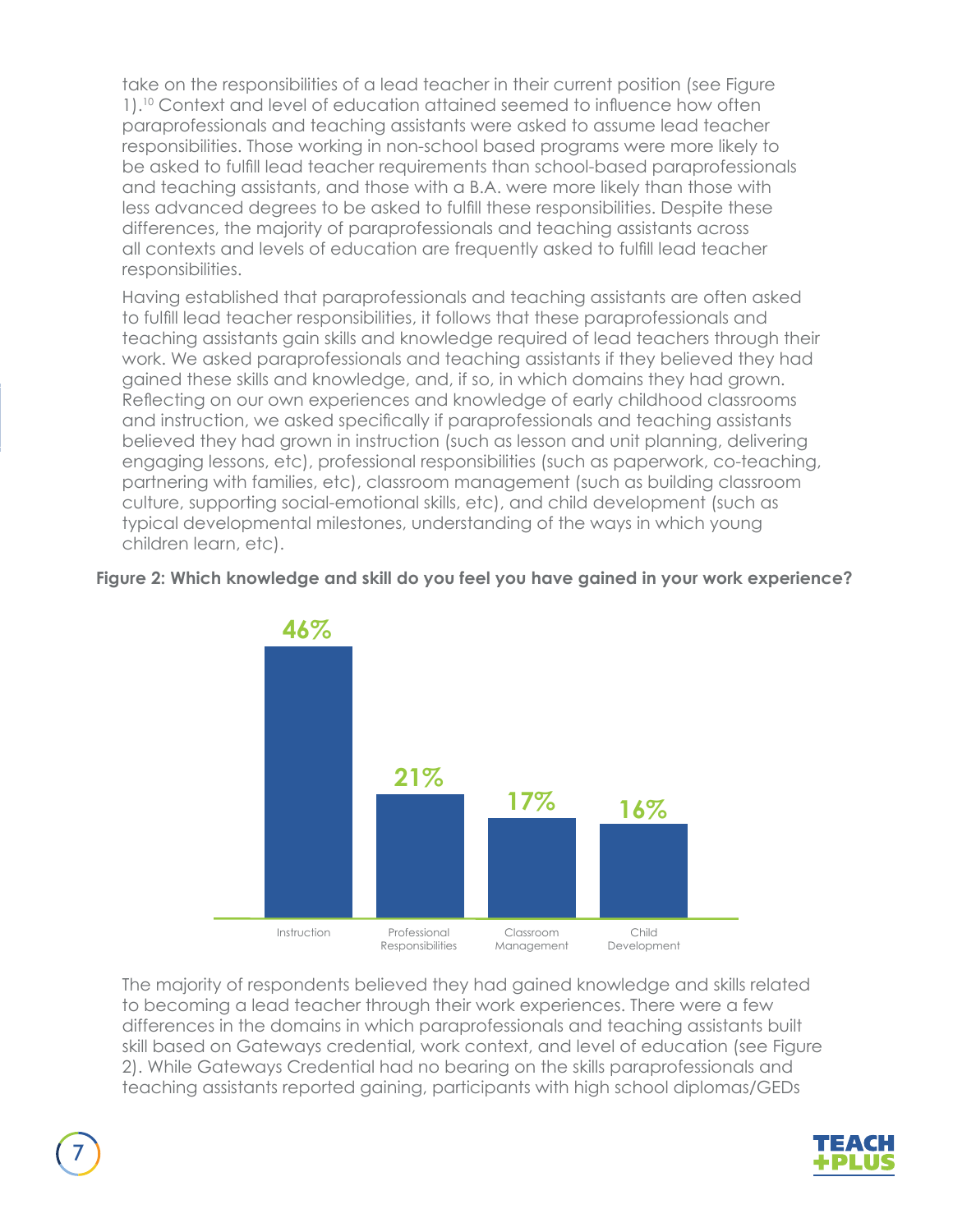take on the responsibilities of a lead teacher in their current position (see Figure 1).[10] Context and level of education attained seemed to influence how often paraprofessionals and teaching assistants were asked to assume lead teacher responsibilities. Those working in non-school based programs were more likely to be asked to fulfill lead teacher requirements than school-based paraprofessionals and teaching assistants, and those with a B.A. were more likely than those with less advanced degrees to be asked to fulfill these responsibilities. Despite these differences, the majority of paraprofessionals and teaching assistants across all contexts and levels of education are frequently asked to fulfill lead teacher responsibilities.

Having established that paraprofessionals and teaching assistants are often asked to fulfill lead teacher responsibilities, it follows that these paraprofessionals and teaching assistants gain skills and knowledge required of lead teachers through their work. We asked paraprofessionals and teaching assistants if they believed they had gained these skills and knowledge, and, if so, in which domains they had grown. Reflecting on our own experiences and knowledge of early childhood classrooms and instruction, we asked specifically if paraprofessionals and teaching assistants believed they had grown in instruction (such as lesson and unit planning, delivering engaging lessons, etc), professional responsibilities (such as paperwork, co-teaching, partnering with families, etc), classroom management (such as building classroom culture, supporting social-emotional skills, etc), and child development (such as typical developmental milestones, understanding of the ways in which young children learn, etc).

**Figure 2: Which knowledge and skill do you feel you have gained in your work experience?**

| Instruction | Professional Responsibilities | Classroom Management | Child Development |
|---|---|---|---|
| 46% | 21% | 17% | 16% |

The majority of respondents believed they had gained knowledge and skills related to becoming a lead teacher through their work experiences. There were a few differences in the domains in which paraprofessionals and teaching assistants built skill based on Gateways credential, work context, and level of education (see Figure 2). While Gateways Credential had no bearing on the skills paraprofessionals and teaching assistants reported gaining, participants with high school diplomas/GEDs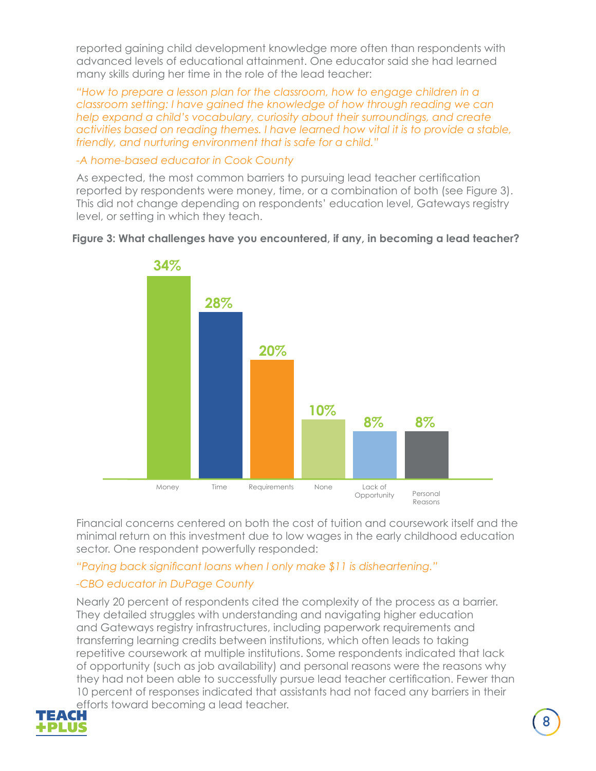reported gaining child development knowledge more often than respondents with advanced levels of educational attainment. One educator said she had learned many skills during her time in the role of the lead teacher:

*"How to prepare a lesson plan for the classroom, how to engage children in a classroom setting: I have gained the knowledge of how through reading we can help expand a child's vocabulary, curiosity about their surroundings, and create activities based on reading themes. I have learned how vital it is to provide a stable, friendly, and nurturing environment that is safe for a child."*

*-A home-based educator in Cook County*

As expected, the most common barriers to pursuing lead teacher certification reported by respondents were money, time, or a combination of both (see Figure 3). This did not change depending on respondents' education level, Gateways registry level, or setting in which they teach.

**Figure 3: What challenges have you encountered, if any, in becoming a lead teacher?**

| Challenge | Percent |
| --- | --- |
| Money | 34% |
| Time | 28% |
| Requirements | 20% |
| None | 10% |
| Lack of Opportunity | 8% |
| Personal Reasons | 8% |

Financial concerns centered on both the cost of tuition and coursework itself and the minimal return on this investment due to low wages in the early childhood education sector. One respondent powerfully responded:

*"Paying back significant loans when I only make $11 is disheartening."*

*-CBO educator in DuPage County*

Nearly 20 percent of respondents cited the complexity of the process as a barrier. They detailed struggles with understanding and navigating higher education and Gateways registry infrastructures, including paperwork requirements and transferring learning credits between institutions, which often leads to taking repetitive coursework at multiple institutions. Some respondents indicated that lack of opportunity (such as job availability) and personal reasons were the reasons why they had not been able to successfully pursue lead teacher certification. Fewer than 10 percent of responses indicated that assistants had not faced any barriers in their efforts toward becoming a lead teacher.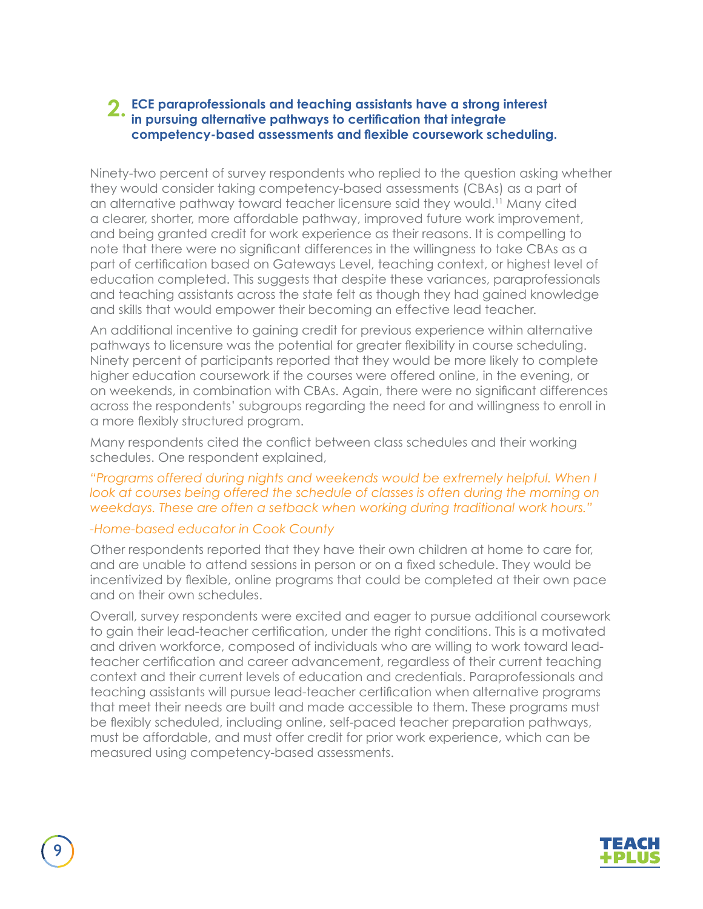## 2. ECE paraprofessionals and teaching assistants have a strong interest in pursuing alternative pathways to certification that integrate competency-based assessments and flexible coursework scheduling.

Ninety-two percent of survey respondents who replied to the question asking whether they would consider taking competency-based assessments (CBAs) as a part of an alternative pathway toward teacher licensure said they would.[11] Many cited a clearer, shorter, more affordable pathway, improved future work improvement, and being granted credit for work experience as their reasons. It is compelling to note that there were no significant differences in the willingness to take CBAs as a part of certification based on Gateways Level, teaching context, or highest level of education completed. This suggests that despite these variances, paraprofessionals and teaching assistants across the state felt as though they had gained knowledge and skills that would empower their becoming an effective lead teacher.

An additional incentive to gaining credit for previous experience within alternative pathways to licensure was the potential for greater flexibility in course scheduling. Ninety percent of participants reported that they would be more likely to complete higher education coursework if the courses were offered online, in the evening, or on weekends, in combination with CBAs. Again, there were no significant differences across the respondents' subgroups regarding the need for and willingness to enroll in a more flexibly structured program.

Many respondents cited the conflict between class schedules and their working schedules. One respondent explained,

*"Programs offered during nights and weekends would be extremely helpful. When I look at courses being offered the schedule of classes is often during the morning on weekdays. These are often a setback when working during traditional work hours."*

*-Home-based educator in Cook County*

Other respondents reported that they have their own children at home to care for, and are unable to attend sessions in person or on a fixed schedule. They would be incentivized by flexible, online programs that could be completed at their own pace and on their own schedules.

Overall, survey respondents were excited and eager to pursue additional coursework to gain their lead-teacher certification, under the right conditions. This is a motivated and driven workforce, composed of individuals who are willing to work toward lead-teacher certification and career advancement, regardless of their current teaching context and their current levels of education and credentials. Paraprofessionals and teaching assistants will pursue lead-teacher certification when alternative programs that meet their needs are built and made accessible to them. These programs must be flexibly scheduled, including online, self-paced teacher preparation pathways, must be affordable, and must offer credit for prior work experience, which can be measured using competency-based assessments.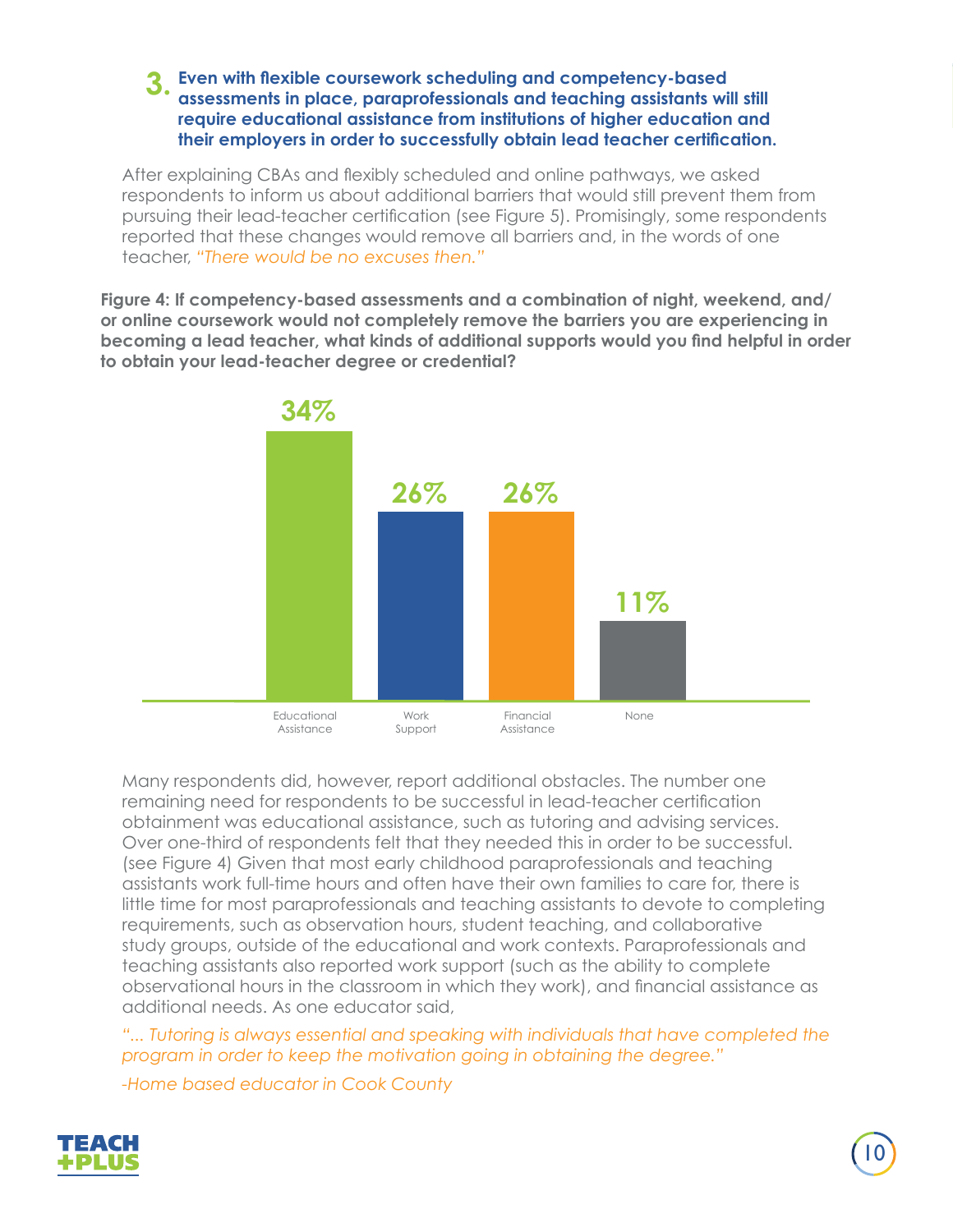### 3. Even with flexible coursework scheduling and competency-based assessments in place, paraprofessionals and teaching assistants will still require educational assistance from institutions of higher education and their employers in order to successfully obtain lead teacher certification.

After explaining CBAs and flexibly scheduled and online pathways, we asked respondents to inform us about additional barriers that would still prevent them from pursuing their lead-teacher certification (see Figure 5). Promisingly, some respondents reported that these changes would remove all barriers and, in the words of one teacher, *"There would be no excuses then."*

**Figure 4: If competency-based assessments and a combination of night, weekend, and/ or online coursework would not completely remove the barriers you are experiencing in becoming a lead teacher, what kinds of additional supports would you find helpful in order to obtain your lead-teacher degree or credential?**

| Educational Assistance | Work Support | Financial Assistance | None |
|---|---|---|---|
| 34% | 26% | 26% | 11% |

Many respondents did, however, report additional obstacles. The number one remaining need for respondents to be successful in lead-teacher certification obtainment was educational assistance, such as tutoring and advising services. Over one-third of respondents felt that they needed this in order to be successful. (see Figure 4) Given that most early childhood paraprofessionals and teaching assistants work full-time hours and often have their own families to care for, there is little time for most paraprofessionals and teaching assistants to devote to completing requirements, such as observation hours, student teaching, and collaborative study groups, outside of the educational and work contexts. Paraprofessionals and teaching assistants also reported work support (such as the ability to complete observational hours in the classroom in which they work), and financial assistance as additional needs. As one educator said,

*"... Tutoring is always essential and speaking with individuals that have completed the program in order to keep the motivation going in obtaining the degree."*

*-Home based educator in Cook County*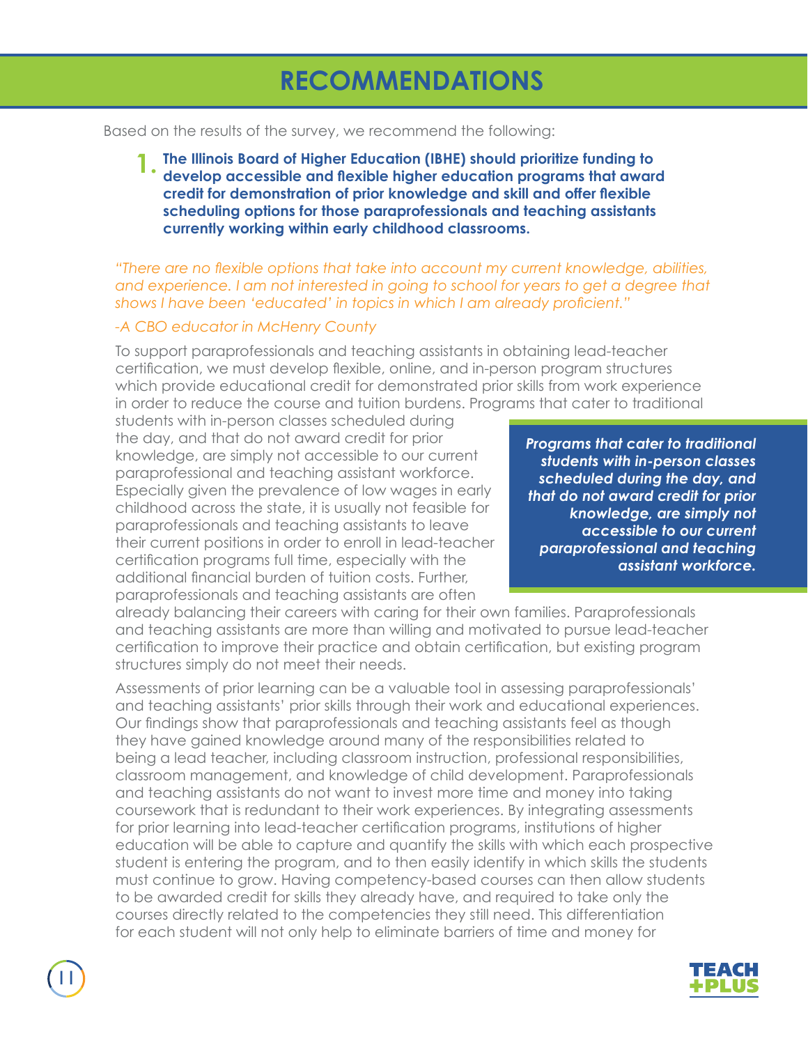# RECOMMENDATIONS

Based on the results of the survey, we recommend the following:

1. **The Illinois Board of Higher Education (IBHE) should prioritize funding to develop accessible and flexible higher education programs that award credit for demonstration of prior knowledge and skill and offer flexible scheduling options for those paraprofessionals and teaching assistants currently working within early childhood classrooms.**

*"There are no flexible options that take into account my current knowledge, abilities, and experience. I am not interested in going to school for years to get a degree that shows I have been 'educated' in topics in which I am already proficient."*

*-A CBO educator in McHenry County*

To support paraprofessionals and teaching assistants in obtaining lead-teacher certification, we must develop flexible, online, and in-person program structures which provide educational credit for demonstrated prior skills from work experience in order to reduce the course and tuition burdens. Programs that cater to traditional students with in-person classes scheduled during the day, and that do not award credit for prior knowledge, are simply not accessible to our current paraprofessional and teaching assistant workforce. Especially given the prevalence of low wages in early childhood across the state, it is usually not feasible for paraprofessionals and teaching assistants to leave their current positions in order to enroll in lead-teacher certification programs full time, especially with the additional financial burden of tuition costs. Further, paraprofessionals and teaching assistants are often already balancing their careers with caring for their own families. Paraprofessionals and teaching assistants are more than willing and motivated to pursue lead-teacher certification to improve their practice and obtain certification, but existing program structures simply do not meet their needs.

***Programs that cater to traditional students with in-person classes scheduled during the day, and that do not award credit for prior knowledge, are simply not accessible to our current paraprofessional and teaching assistant workforce.***

Assessments of prior learning can be a valuable tool in assessing paraprofessionals' and teaching assistants' prior skills through their work and educational experiences. Our findings show that paraprofessionals and teaching assistants feel as though they have gained knowledge around many of the responsibilities related to being a lead teacher, including classroom instruction, professional responsibilities, classroom management, and knowledge of child development. Paraprofessionals and teaching assistants do not want to invest more time and money into taking coursework that is redundant to their work experiences. By integrating assessments for prior learning into lead-teacher certification programs, institutions of higher education will be able to capture and quantify the skills with which each prospective student is entering the program, and to then easily identify in which skills the students must continue to grow. Having competency-based courses can then allow students to be awarded credit for skills they already have, and required to take only the courses directly related to the competencies they still need. This differentiation for each student will not only help to eliminate barriers of time and money for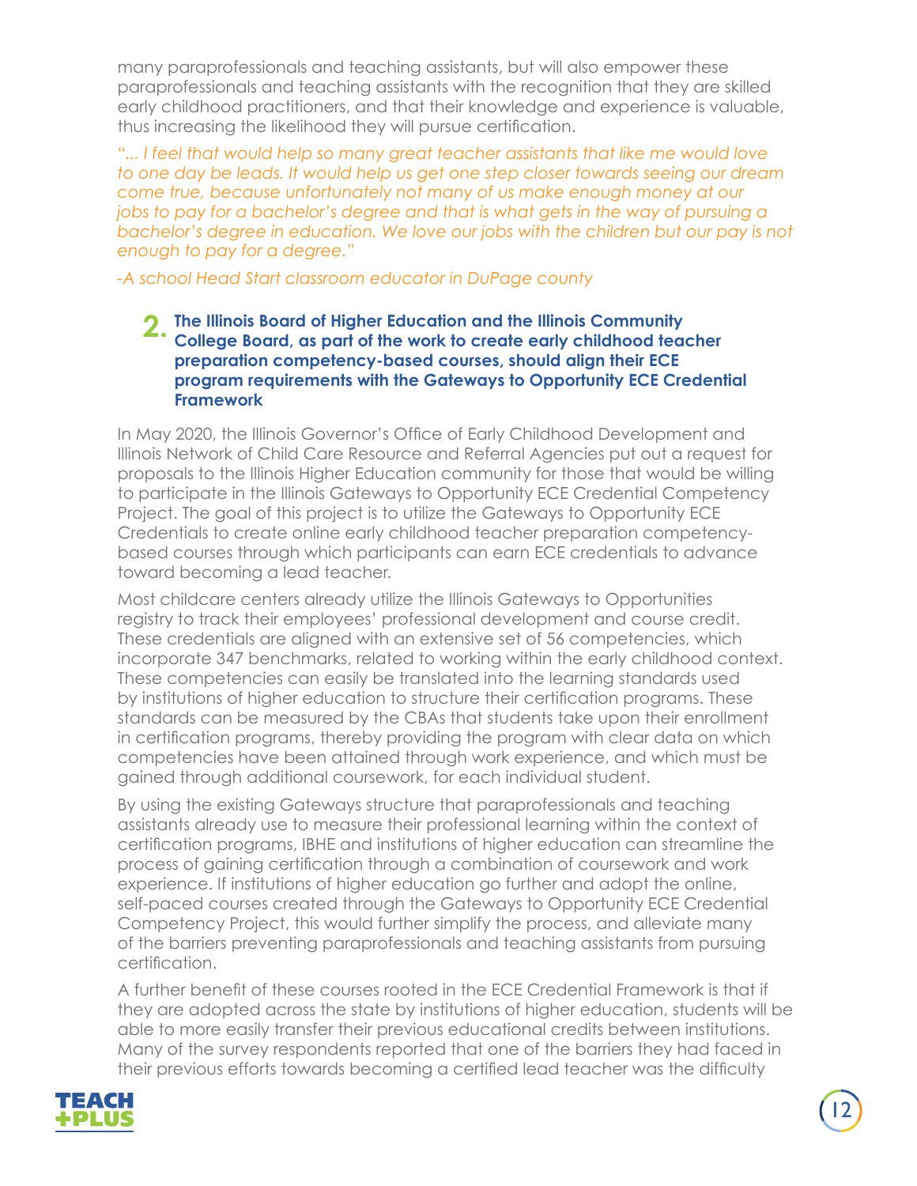many paraprofessionals and teaching assistants, but will also empower these paraprofessionals and teaching assistants with the recognition that they are skilled early childhood practitioners, and that their knowledge and experience is valuable, thus increasing the likelihood they will pursue certification.

*"... I feel that would help so many great teacher assistants that like me would love to one day be leads. It would help us get one step closer towards seeing our dream come true, because unfortunately not many of us make enough money at our jobs to pay for a bachelor's degree and that is what gets in the way of pursuing a bachelor's degree in education. We love our jobs with the children but our pay is not enough to pay for a degree."*

*-A school Head Start classroom educator in DuPage county*

### 2. The Illinois Board of Higher Education and the Illinois Community College Board, as part of the work to create early childhood teacher preparation competency-based courses, should align their ECE program requirements with the Gateways to Opportunity ECE Credential Framework

In May 2020, the Illinois Governor's Office of Early Childhood Development and Illinois Network of Child Care Resource and Referral Agencies put out a request for proposals to the Illinois Higher Education community for those that would be willing to participate in the Illinois Gateways to Opportunity ECE Credential Competency Project. The goal of this project is to utilize the Gateways to Opportunity ECE Credentials to create online early childhood teacher preparation competency-based courses through which participants can earn ECE credentials to advance toward becoming a lead teacher.

Most childcare centers already utilize the Illinois Gateways to Opportunities registry to track their employees' professional development and course credit. These credentials are aligned with an extensive set of 56 competencies, which incorporate 347 benchmarks, related to working within the early childhood context. These competencies can easily be translated into the learning standards used by institutions of higher education to structure their certification programs. These standards can be measured by the CBAs that students take upon their enrollment in certification programs, thereby providing the program with clear data on which competencies have been attained through work experience, and which must be gained through additional coursework, for each individual student.

By using the existing Gateways structure that paraprofessionals and teaching assistants already use to measure their professional learning within the context of certification programs, IBHE and institutions of higher education can streamline the process of gaining certification through a combination of coursework and work experience. If institutions of higher education go further and adopt the online, self-paced courses created through the Gateways to Opportunity ECE Credential Competency Project, this would further simplify the process, and alleviate many of the barriers preventing paraprofessionals and teaching assistants from pursuing certification.

A further benefit of these courses rooted in the ECE Credential Framework is that if they are adopted across the state by institutions of higher education, students will be able to more easily transfer their previous educational credits between institutions. Many of the survey respondents reported that one of the barriers they had faced in their previous efforts towards becoming a certified lead teacher was the difficulty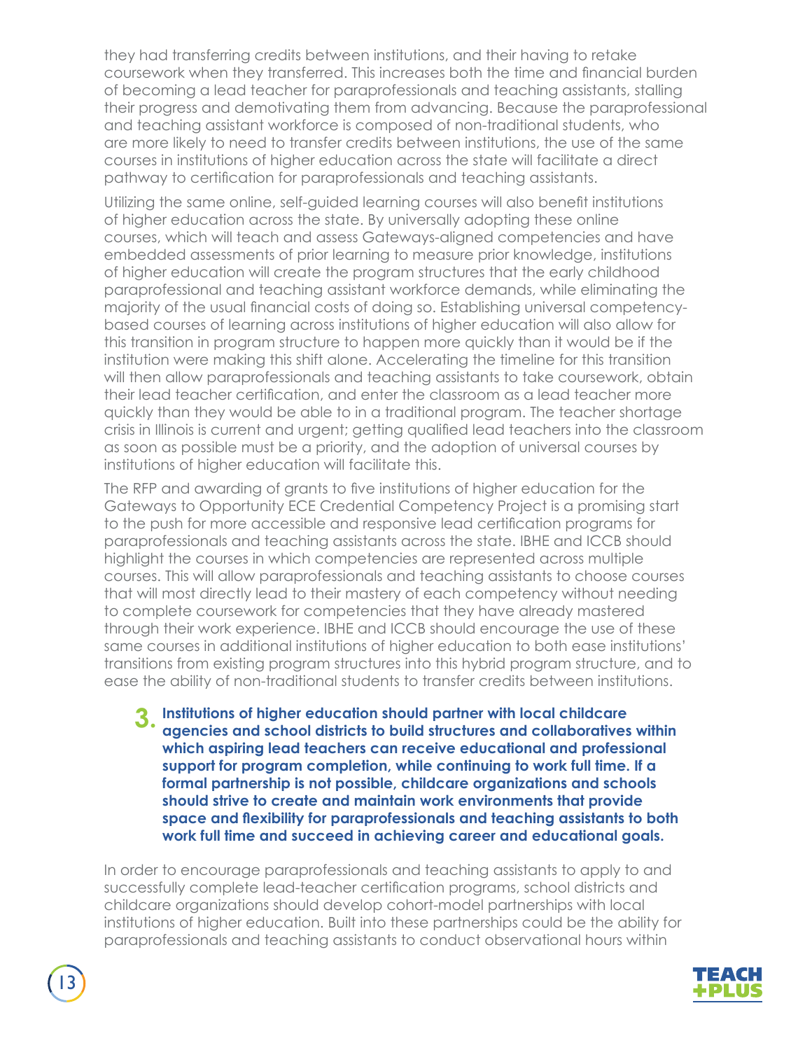they had transferring credits between institutions, and their having to retake coursework when they transferred. This increases both the time and financial burden of becoming a lead teacher for paraprofessionals and teaching assistants, stalling their progress and demotivating them from advancing. Because the paraprofessional and teaching assistant workforce is composed of non-traditional students, who are more likely to need to transfer credits between institutions, the use of the same courses in institutions of higher education across the state will facilitate a direct pathway to certification for paraprofessionals and teaching assistants.

Utilizing the same online, self-guided learning courses will also benefit institutions of higher education across the state. By universally adopting these online courses, which will teach and assess Gateways-aligned competencies and have embedded assessments of prior learning to measure prior knowledge, institutions of higher education will create the program structures that the early childhood paraprofessional and teaching assistant workforce demands, while eliminating the majority of the usual financial costs of doing so. Establishing universal competency-based courses of learning across institutions of higher education will also allow for this transition in program structure to happen more quickly than it would be if the institution were making this shift alone. Accelerating the timeline for this transition will then allow paraprofessionals and teaching assistants to take coursework, obtain their lead teacher certification, and enter the classroom as a lead teacher more quickly than they would be able to in a traditional program. The teacher shortage crisis in Illinois is current and urgent; getting qualified lead teachers into the classroom as soon as possible must be a priority, and the adoption of universal courses by institutions of higher education will facilitate this.

The RFP and awarding of grants to five institutions of higher education for the Gateways to Opportunity ECE Credential Competency Project is a promising start to the push for more accessible and responsive lead certification programs for paraprofessionals and teaching assistants across the state. IBHE and ICCB should highlight the courses in which competencies are represented across multiple courses. This will allow paraprofessionals and teaching assistants to choose courses that will most directly lead to their mastery of each competency without needing to complete coursework for competencies that they have already mastered through their work experience. IBHE and ICCB should encourage the use of these same courses in additional institutions of higher education to both ease institutions' transitions from existing program structures into this hybrid program structure, and to ease the ability of non-traditional students to transfer credits between institutions.

**3. Institutions of higher education should partner with local childcare agencies and school districts to build structures and collaboratives within which aspiring lead teachers can receive educational and professional support for program completion, while continuing to work full time. If a formal partnership is not possible, childcare organizations and schools should strive to create and maintain work environments that provide space and flexibility for paraprofessionals and teaching assistants to both work full time and succeed in achieving career and educational goals.**

In order to encourage paraprofessionals and teaching assistants to apply to and successfully complete lead-teacher certification programs, school districts and childcare organizations should develop cohort-model partnerships with local institutions of higher education. Built into these partnerships could be the ability for paraprofessionals and teaching assistants to conduct observational hours within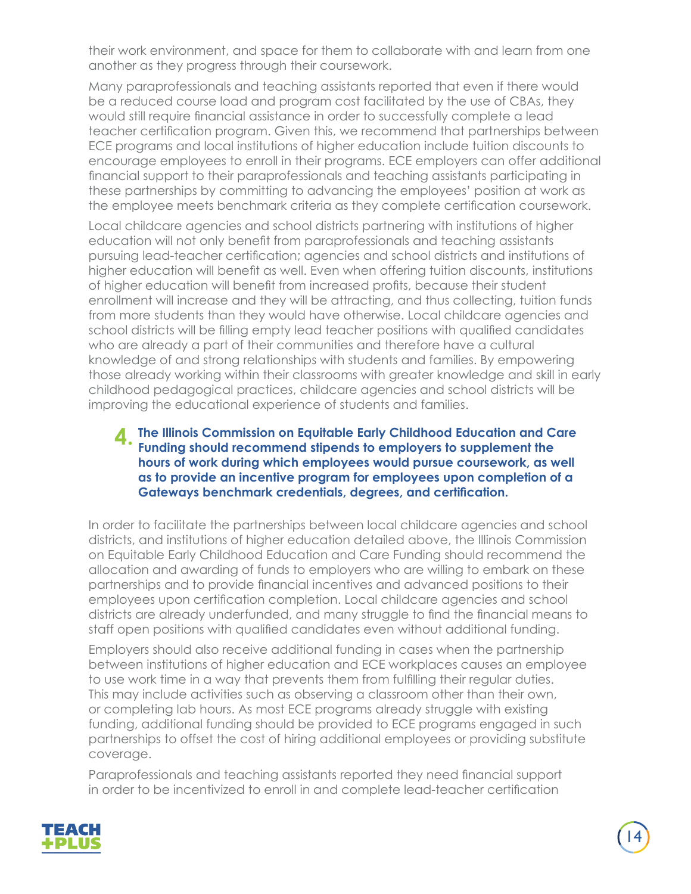their work environment, and space for them to collaborate with and learn from one another as they progress through their coursework.

Many paraprofessionals and teaching assistants reported that even if there would be a reduced course load and program cost facilitated by the use of CBAs, they would still require financial assistance in order to successfully complete a lead teacher certification program. Given this, we recommend that partnerships between ECE programs and local institutions of higher education include tuition discounts to encourage employees to enroll in their programs. ECE employers can offer additional financial support to their paraprofessionals and teaching assistants participating in these partnerships by committing to advancing the employees' position at work as the employee meets benchmark criteria as they complete certification coursework.

Local childcare agencies and school districts partnering with institutions of higher education will not only benefit from paraprofessionals and teaching assistants pursuing lead-teacher certification; agencies and school districts and institutions of higher education will benefit as well. Even when offering tuition discounts, institutions of higher education will benefit from increased profits, because their student enrollment will increase and they will be attracting, and thus collecting, tuition funds from more students than they would have otherwise. Local childcare agencies and school districts will be filling empty lead teacher positions with qualified candidates who are already a part of their communities and therefore have a cultural knowledge of and strong relationships with students and families. By empowering those already working within their classrooms with greater knowledge and skill in early childhood pedagogical practices, childcare agencies and school districts will be improving the educational experience of students and families.

### 4. The Illinois Commission on Equitable Early Childhood Education and Care Funding should recommend stipends to employers to supplement the hours of work during which employees would pursue coursework, as well as to provide an incentive program for employees upon completion of a Gateways benchmark credentials, degrees, and certification.

In order to facilitate the partnerships between local childcare agencies and school districts, and institutions of higher education detailed above, the Illinois Commission on Equitable Early Childhood Education and Care Funding should recommend the allocation and awarding of funds to employers who are willing to embark on these partnerships and to provide financial incentives and advanced positions to their employees upon certification completion. Local childcare agencies and school districts are already underfunded, and many struggle to find the financial means to staff open positions with qualified candidates even without additional funding.

Employers should also receive additional funding in cases when the partnership between institutions of higher education and ECE workplaces causes an employee to use work time in a way that prevents them from fulfilling their regular duties. This may include activities such as observing a classroom other than their own, or completing lab hours. As most ECE programs already struggle with existing funding, additional funding should be provided to ECE programs engaged in such partnerships to offset the cost of hiring additional employees or providing substitute coverage.

Paraprofessionals and teaching assistants reported they need financial support in order to be incentivized to enroll in and complete lead-teacher certification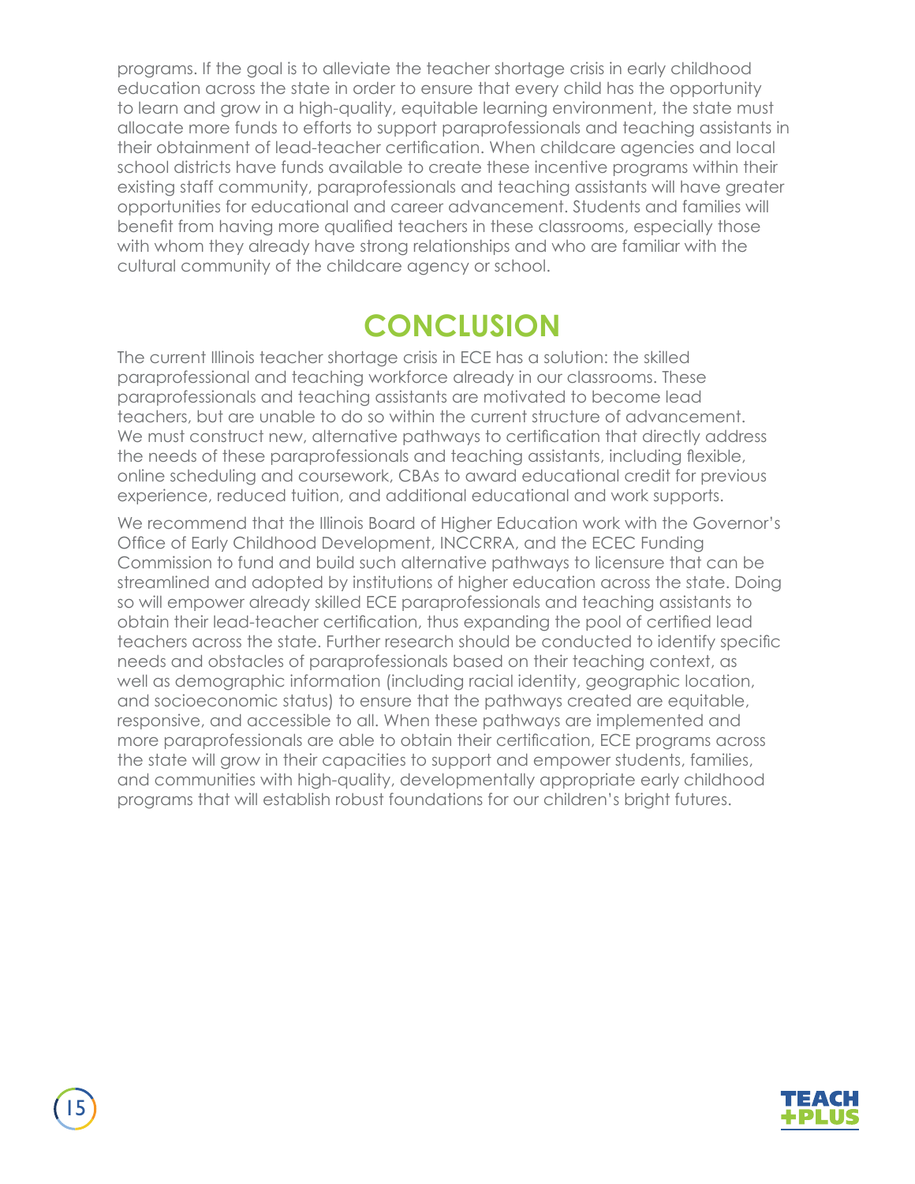programs. If the goal is to alleviate the teacher shortage crisis in early childhood education across the state in order to ensure that every child has the opportunity to learn and grow in a high-quality, equitable learning environment, the state must allocate more funds to efforts to support paraprofessionals and teaching assistants in their obtainment of lead-teacher certification. When childcare agencies and local school districts have funds available to create these incentive programs within their existing staff community, paraprofessionals and teaching assistants will have greater opportunities for educational and career advancement. Students and families will benefit from having more qualified teachers in these classrooms, especially those with whom they already have strong relationships and who are familiar with the cultural community of the childcare agency or school.

# CONCLUSION

The current Illinois teacher shortage crisis in ECE has a solution: the skilled paraprofessional and teaching workforce already in our classrooms. These paraprofessionals and teaching assistants are motivated to become lead teachers, but are unable to do so within the current structure of advancement. We must construct new, alternative pathways to certification that directly address the needs of these paraprofessionals and teaching assistants, including flexible, online scheduling and coursework, CBAs to award educational credit for previous experience, reduced tuition, and additional educational and work supports.

We recommend that the Illinois Board of Higher Education work with the Governor's Office of Early Childhood Development, INCCRRA, and the ECEC Funding Commission to fund and build such alternative pathways to licensure that can be streamlined and adopted by institutions of higher education across the state. Doing so will empower already skilled ECE paraprofessionals and teaching assistants to obtain their lead-teacher certification, thus expanding the pool of certified lead teachers across the state. Further research should be conducted to identify specific needs and obstacles of paraprofessionals based on their teaching context, as well as demographic information (including racial identity, geographic location, and socioeconomic status) to ensure that the pathways created are equitable, responsive, and accessible to all. When these pathways are implemented and more paraprofessionals are able to obtain their certification, ECE programs across the state will grow in their capacities to support and empower students, families, and communities with high-quality, developmentally appropriate early childhood programs that will establish robust foundations for our children's bright futures.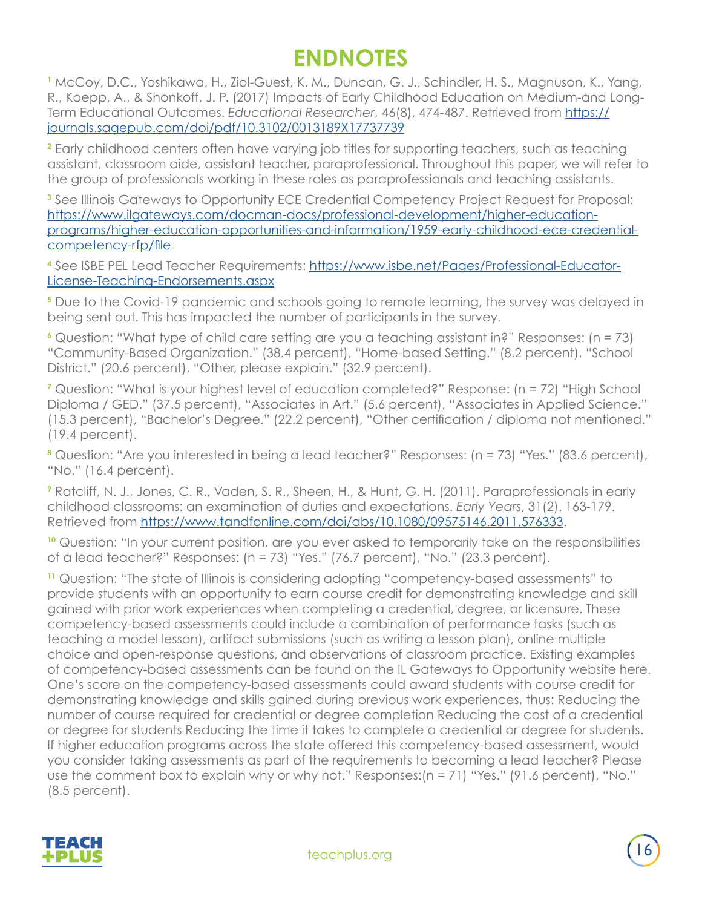# ENDNOTES

[1] McCoy, D.C., Yoshikawa, H., Ziol-Guest, K. M., Duncan, G. J., Schindler, H. S., Magnuson, K., Yang, R., Koepp, A., & Shonkoff, J. P. (2017) Impacts of Early Childhood Education on Medium-and Long-Term Educational Outcomes. *Educational Researcher*, 46(8), 474-487. Retrieved from https://journals.sagepub.com/doi/pdf/10.3102/0013189X17737739

[2] Early childhood centers often have varying job titles for supporting teachers, such as teaching assistant, classroom aide, assistant teacher, paraprofessional. Throughout this paper, we will refer to the group of professionals working in these roles as paraprofessionals and teaching assistants.

[3] See Illinois Gateways to Opportunity ECE Credential Competency Project Request for Proposal: https://www.ilgateways.com/docman-docs/professional-development/higher-education-programs/higher-education-opportunities-and-information/1959-early-childhood-ece-credential-competency-rfp/file

[4] See ISBE PEL Lead Teacher Requirements: https://www.isbe.net/Pages/Professional-Educator-License-Teaching-Endorsements.aspx

[5] Due to the Covid-19 pandemic and schools going to remote learning, the survey was delayed in being sent out. This has impacted the number of participants in the survey.

[6] Question: "What type of child care setting are you a teaching assistant in?" Responses: (n = 73) "Community-Based Organization." (38.4 percent), "Home-based Setting." (8.2 percent), "School District." (20.6 percent), "Other, please explain." (32.9 percent).

[7] Question: "What is your highest level of education completed?" Response: (n = 72) "High School Diploma / GED." (37.5 percent), "Associates in Art." (5.6 percent), "Associates in Applied Science." (15.3 percent), "Bachelor's Degree." (22.2 percent), "Other certification / diploma not mentioned." (19.4 percent).

[8] Question: "Are you interested in being a lead teacher?" Responses: (n = 73) "Yes." (83.6 percent), "No." (16.4 percent).

[9] Ratcliff, N. J., Jones, C. R., Vaden, S. R., Sheen, H., & Hunt, G. H. (2011). Paraprofessionals in early childhood classrooms: an examination of duties and expectations. *Early Years*, 31(2). 163-179. Retrieved from https://www.tandfonline.com/doi/abs/10.1080/09575146.2011.576333.

[10] Question: "In your current position, are you ever asked to temporarily take on the responsibilities of a lead teacher?" Responses: (n = 73) "Yes." (76.7 percent), "No." (23.3 percent).

[11] Question: "The state of Illinois is considering adopting "competency-based assessments" to provide students with an opportunity to earn course credit for demonstrating knowledge and skill gained with prior work experiences when completing a credential, degree, or licensure. These competency-based assessments could include a combination of performance tasks (such as teaching a model lesson), artifact submissions (such as writing a lesson plan), online multiple choice and open-response questions, and observations of classroom practice. Existing examples of competency-based assessments can be found on the IL Gateways to Opportunity website here. One's score on the competency-based assessments could award students with course credit for demonstrating knowledge and skills gained during previous work experiences, thus: Reducing the number of course required for credential or degree completion Reducing the cost of a credential or degree for students Reducing the time it takes to complete a credential or degree for students. If higher education programs across the state offered this competency-based assessment, would you consider taking assessments as part of the requirements to becoming a lead teacher? Please use the comment box to explain why or why not." Responses:(n = 71) "Yes." (91.6 percent), "No." (8.5 percent).